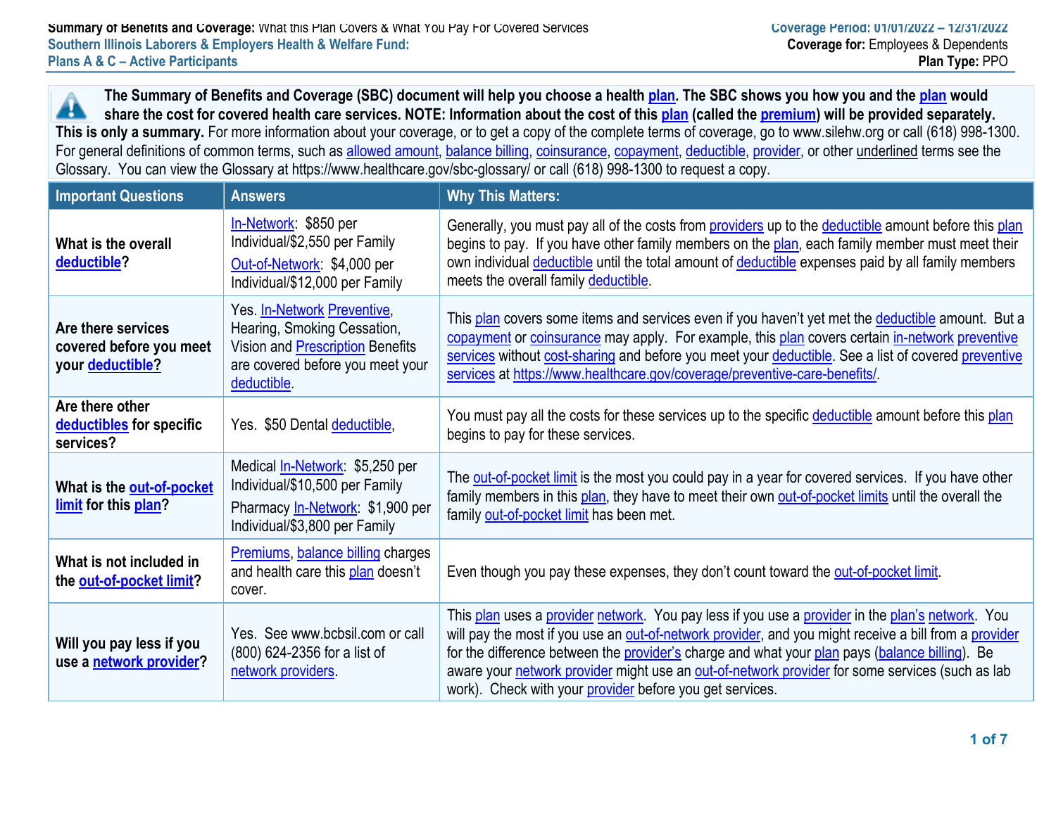**Summary of Benefits and Coverage:** What this Plan Covers & What You Pay For Covered Services
**Southern Illinois Laborers & Employers Health & Welfare Fund:**
**Plans A & C – Active Participants**

**Coverage Period: 01/01/2022 – 12/31/2022**
**Coverage for:** Employees & Dependents
**Plan Type:** PPO

**The Summary of Benefits and Coverage (SBC) document will help you choose a health plan. The SBC shows you how you and the plan would share the cost for covered health care services. NOTE: Information about the cost of this plan (called the premium) will be provided separately. This is only a summary.** For more information about your coverage, or to get a copy of the complete terms of coverage, go to www.silehw.org or call (618) 998-1300. For general definitions of common terms, such as allowed amount, balance billing, coinsurance, copayment, deductible, provider, or other underlined terms see the Glossary. You can view the Glossary at https://www.healthcare.gov/sbc-glossary/ or call (618) 998-1300 to request a copy.

| Important Questions | Answers | Why This Matters: |
| --- | --- | --- |
| **What is the overall deductible?** | In-Network: $850 per Individual/$2,550 per Family<br>Out-of-Network: $4,000 per Individual/$12,000 per Family | Generally, you must pay all of the costs from providers up to the deductible amount before this plan begins to pay. If you have other family members on the plan, each family member must meet their own individual deductible until the total amount of deductible expenses paid by all family members meets the overall family deductible. |
| **Are there services covered before you meet your deductible?** | Yes. In-Network Preventive, Hearing, Smoking Cessation, Vision and Prescription Benefits are covered before you meet your deductible. | This plan covers some items and services even if you haven't yet met the deductible amount. But a copayment or coinsurance may apply. For example, this plan covers certain in-network preventive services without cost-sharing and before you meet your deductible. See a list of covered preventive services at https://www.healthcare.gov/coverage/preventive-care-benefits/. |
| **Are there other deductibles for specific services?** | Yes. $50 Dental deductible, | You must pay all the costs for these services up to the specific deductible amount before this plan begins to pay for these services. |
| **What is the out-of-pocket limit for this plan?** | Medical In-Network: $5,250 per Individual/$10,500 per Family<br>Pharmacy In-Network: $1,900 per Individual/$3,800 per Family | The out-of-pocket limit is the most you could pay in a year for covered services. If you have other family members in this plan, they have to meet their own out-of-pocket limits until the overall the family out-of-pocket limit has been met. |
| **What is not included in the out-of-pocket limit?** | Premiums, balance billing charges and health care this plan doesn't cover. | Even though you pay these expenses, they don't count toward the out-of-pocket limit. |
| **Will you pay less if you use a network provider?** | Yes. See www.bcbsil.com or call (800) 624-2356 for a list of network providers. | This plan uses a provider network. You pay less if you use a provider in the plan's network. You will pay the most if you use an out-of-network provider, and you might receive a bill from a provider for the difference between the provider's charge and what your plan pays (balance billing). Be aware your network provider might use an out-of-network provider for some services (such as lab work). Check with your provider before you get services. |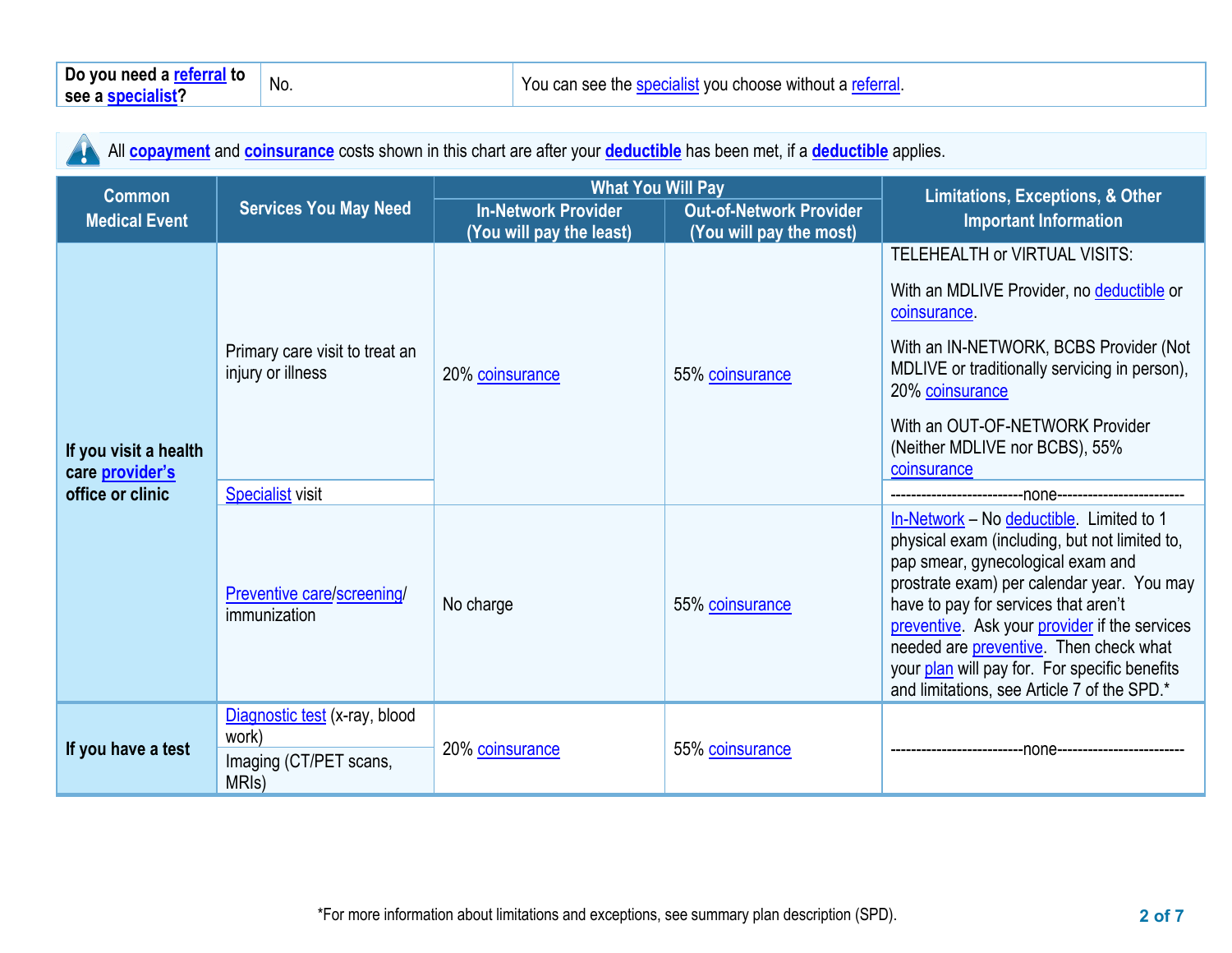| Do you need a referral to see a specialist? | No. | You can see the specialist you choose without a referral. |
|---|---|---|

All **copayment** and **coinsurance** costs shown in this chart are after your **deductible** has been met, if a **deductible** applies.

| Common Medical Event | Services You May Need | What You Will Pay | | Limitations, Exceptions, & Other Important Information |
|---|---|---|---|---|
| | | In-Network Provider (You will pay the least) | Out-of-Network Provider (You will pay the most) | |
| **If you visit a health care provider's office or clinic** | Primary care visit to treat an injury or illness | 20% coinsurance | 55% coinsurance | TELEHEALTH or VIRTUAL VISITS: With an MDLIVE Provider, no deductible or coinsurance. With an IN-NETWORK, BCBS Provider (Not MDLIVE or traditionally servicing in person), 20% coinsurance With an OUT-OF-NETWORK Provider (Neither MDLIVE nor BCBS), 55% coinsurance |
| | Specialist visit | 20% coinsurance | 55% coinsurance | -------------------------none------------------------ |
| | Preventive care/screening/ immunization | No charge | 55% coinsurance | In-Network – No deductible. Limited to 1 physical exam (including, but not limited to, pap smear, gynecological exam and prostrate exam) per calendar year. You may have to pay for services that aren't preventive. Ask your provider if the services needed are preventive. Then check what your plan will pay for. For specific benefits and limitations, see Article 7 of the SPD.* |
| **If you have a test** | Diagnostic test (x-ray, blood work) | 20% coinsurance | 55% coinsurance | -------------------------none------------------------ |
| | Imaging (CT/PET scans, MRIs) | 20% coinsurance | 55% coinsurance | -------------------------none------------------------ |

*For more information about limitations and exceptions, see summary plan description (SPD).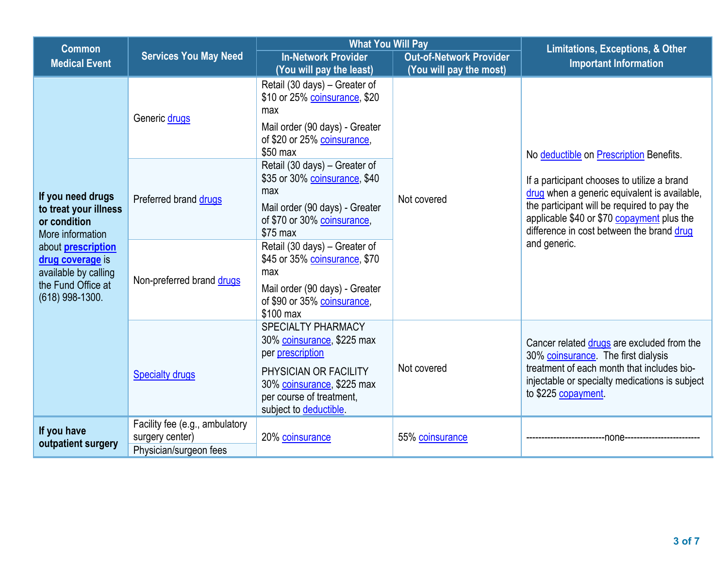| Common Medical Event | Services You May Need | What You Will Pay | | Limitations, Exceptions, & Other Important Information |
|---|---|---|---|---|
| | | In-Network Provider (You will pay the least) | Out-of-Network Provider (You will pay the most) | |
| **If you need drugs to treat your illness or condition** More information about **prescription drug coverage** is available by calling the Fund Office at (618) 998-1300. | Generic drugs | Retail (30 days) – Greater of $10 or 25% coinsurance, $20 max<br><br>Mail order (90 days) - Greater of $20 or 25% coinsurance, $50 max | Not covered | No deductible on Prescription Benefits.<br><br>If a participant chooses to utilize a brand drug when a generic equivalent is available, the participant will be required to pay the applicable $40 or $70 copayment plus the difference in cost between the brand drug and generic. |
| | Preferred brand drugs | Retail (30 days) – Greater of $35 or 30% coinsurance, $40 max<br><br>Mail order (90 days) - Greater of $70 or 30% coinsurance, $75 max | | |
| | Non-preferred brand drugs | Retail (30 days) – Greater of $45 or 35% coinsurance, $70 max<br><br>Mail order (90 days) - Greater of $90 or 35% coinsurance, $100 max | | |
| | Specialty drugs | SPECIALTY PHARMACY 30% coinsurance, $225 max per prescription<br><br>PHYSICIAN OR FACILITY 30% coinsurance, $225 max per course of treatment, subject to deductible. | Not covered | Cancer related drugs are excluded from the 30% coinsurance. The first dialysis treatment of each month that includes bio-injectable or specialty medications is subject to $225 copayment. |
| **If you have outpatient surgery** | Facility fee (e.g., ambulatory surgery center) | 20% coinsurance | 55% coinsurance | --------------------------none------------------------- |
| | Physician/surgeon fees | | | |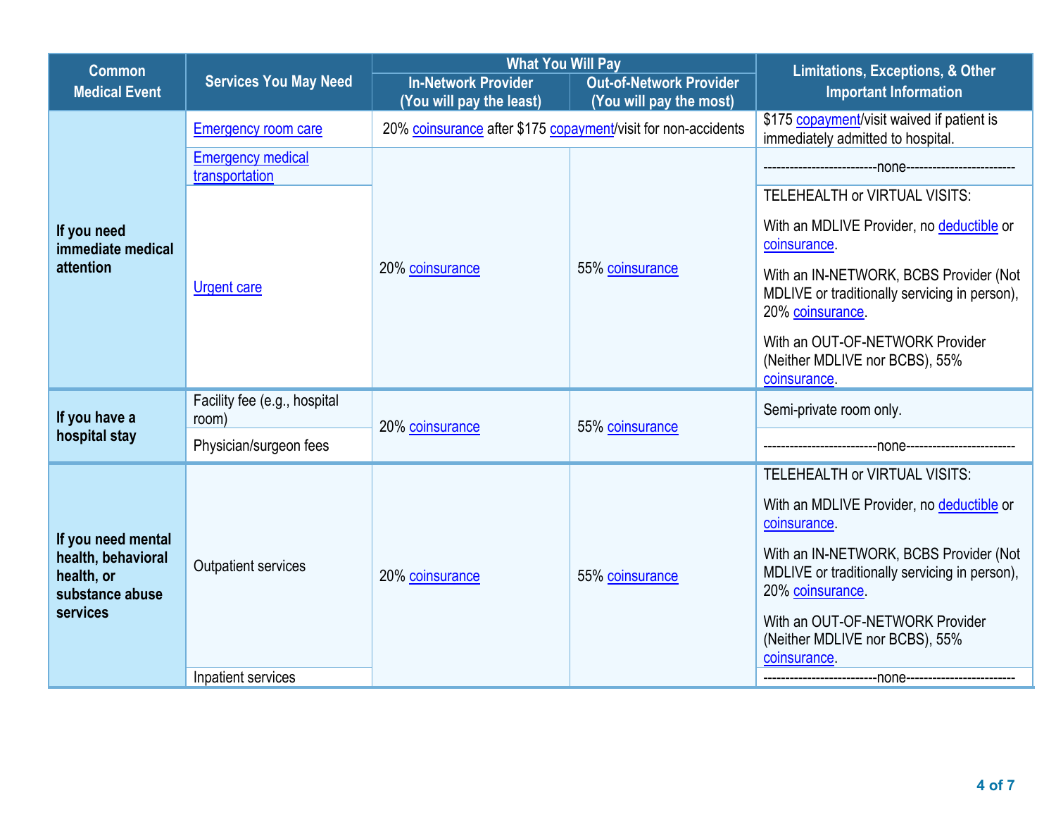| Common Medical Event | Services You May Need | What You Will Pay | | Limitations, Exceptions, & Other Important Information |
|---|---|---|---|---|
| | | In-Network Provider (You will pay the least) | Out-of-Network Provider (You will pay the most) | |
| If you need immediate medical attention | Emergency room care | 20% coinsurance after $175 copayment/visit for non-accidents | | $175 copayment/visit waived if patient is immediately admitted to hospital. |
| | Emergency medical transportation | 20% coinsurance | 55% coinsurance | -------------------------none------------------------ |
| | Urgent care | 20% coinsurance | 55% coinsurance | TELEHEALTH or VIRTUAL VISITS: With an MDLIVE Provider, no deductible or coinsurance. With an IN-NETWORK, BCBS Provider (Not MDLIVE or traditionally servicing in person), 20% coinsurance. With an OUT-OF-NETWORK Provider (Neither MDLIVE nor BCBS), 55% coinsurance. |
| If you have a hospital stay | Facility fee (e.g., hospital room) | 20% coinsurance | 55% coinsurance | Semi-private room only. |
| | Physician/surgeon fees | 20% coinsurance | 55% coinsurance | -------------------------none------------------------ |
| If you need mental health, behavioral health, or substance abuse services | Outpatient services | 20% coinsurance | 55% coinsurance | TELEHEALTH or VIRTUAL VISITS: With an MDLIVE Provider, no deductible or coinsurance. With an IN-NETWORK, BCBS Provider (Not MDLIVE or traditionally servicing in person), 20% coinsurance. With an OUT-OF-NETWORK Provider (Neither MDLIVE nor BCBS), 55% coinsurance. |
| | Inpatient services | 20% coinsurance | 55% coinsurance | -------------------------none------------------------ |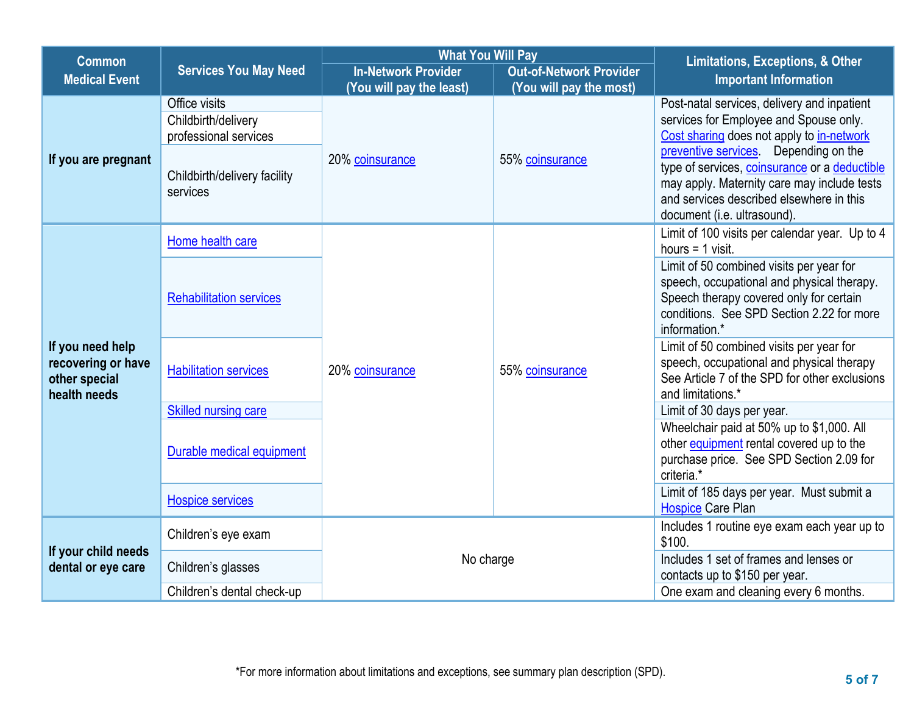| Common Medical Event | Services You May Need | What You Will Pay | | Limitations, Exceptions, & Other Important Information |
|---|---|---|---|---|
| | | In-Network Provider (You will pay the least) | Out-of-Network Provider (You will pay the most) | |
| If you are pregnant | Office visits | 20% coinsurance | 55% coinsurance | Post-natal services, delivery and inpatient services for Employee and Spouse only. Cost sharing does not apply to in-network preventive services. Depending on the type of services, coinsurance or a deductible may apply. Maternity care may include tests and services described elsewhere in this document (i.e. ultrasound). |
| | Childbirth/delivery professional services | | | |
| | Childbirth/delivery facility services | | | |
| If you need help recovering or have other special health needs | Home health care | 20% coinsurance | 55% coinsurance | Limit of 100 visits per calendar year. Up to 4 hours = 1 visit. |
| | Rehabilitation services | | | Limit of 50 combined visits per year for speech, occupational and physical therapy. Speech therapy covered only for certain conditions. See SPD Section 2.22 for more information.* |
| | Habilitation services | | | Limit of 50 combined visits per year for speech, occupational and physical therapy See Article 7 of the SPD for other exclusions and limitations.* |
| | Skilled nursing care | | | Limit of 30 days per year. |
| | Durable medical equipment | | | Wheelchair paid at 50% up to $1,000. All other equipment rental covered up to the purchase price. See SPD Section 2.09 for criteria.* |
| | Hospice services | | | Limit of 185 days per year. Must submit a Hospice Care Plan |
| If your child needs dental or eye care | Children's eye exam | No charge | | Includes 1 routine eye exam each year up to $100. |
| | Children's glasses | | | Includes 1 set of frames and lenses or contacts up to $150 per year. |
| | Children's dental check-up | | | One exam and cleaning every 6 months. |

*For more information about limitations and exceptions, see summary plan description (SPD).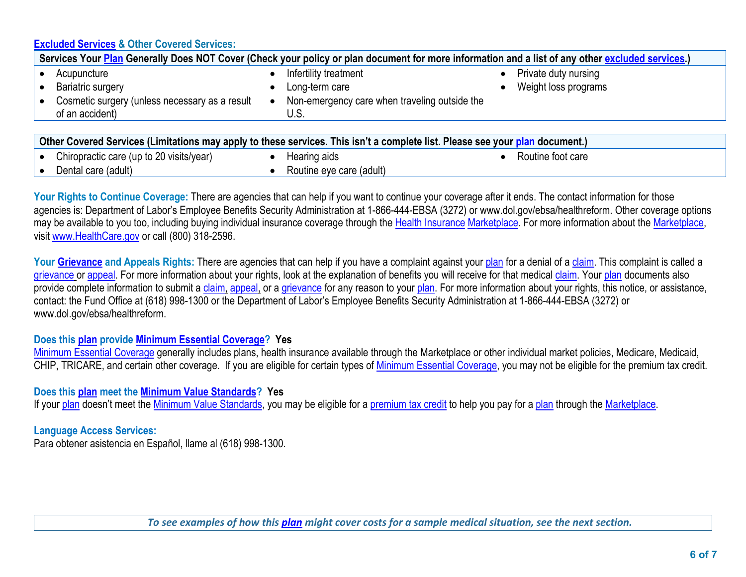## Excluded Services & Other Covered Services:

| Services Your Plan Generally Does NOT Cover (Check your policy or plan document for more information and a list of any other excluded services.) | | |
|---|---|---|
| • Acupuncture<br>• Bariatric surgery<br>• Cosmetic surgery (unless necessary as a result of an accident) | • Infertility treatment<br>• Long-term care<br>• Non-emergency care when traveling outside the U.S. | • Private duty nursing<br>• Weight loss programs |

| Other Covered Services (Limitations may apply to these services. This isn't a complete list. Please see your plan document.) | | |
|---|---|---|
| • Chiropractic care (up to 20 visits/year)<br>• Dental care (adult) | • Hearing aids<br>• Routine eye care (adult) | • Routine foot care |

**Your Rights to Continue Coverage:** There are agencies that can help if you want to continue your coverage after it ends. The contact information for those agencies is: Department of Labor's Employee Benefits Security Administration at 1-866-444-EBSA (3272) or www.dol.gov/ebsa/healthreform. Other coverage options may be available to you too, including buying individual insurance coverage through the Health Insurance Marketplace. For more information about the Marketplace, visit www.HealthCare.gov or call (800) 318-2596.

**Your Grievance and Appeals Rights:** There are agencies that can help if you have a complaint against your plan for a denial of a claim. This complaint is called a grievance or appeal. For more information about your rights, look at the explanation of benefits you will receive for that medical claim. Your plan documents also provide complete information to submit a claim, appeal, or a grievance for any reason to your plan. For more information about your rights, this notice, or assistance, contact: the Fund Office at (618) 998-1300 or the Department of Labor's Employee Benefits Security Administration at 1-866-444-EBSA (3272) or www.dol.gov/ebsa/healthreform.

**Does this plan provide Minimum Essential Coverage? Yes**

Minimum Essential Coverage generally includes plans, health insurance available through the Marketplace or other individual market policies, Medicare, Medicaid, CHIP, TRICARE, and certain other coverage. If you are eligible for certain types of Minimum Essential Coverage, you may not be eligible for the premium tax credit.

**Does this plan meet the Minimum Value Standards? Yes**

If your plan doesn't meet the Minimum Value Standards, you may be eligible for a premium tax credit to help you pay for a plan through the Marketplace.

**Language Access Services:**

Para obtener asistencia en Español, llame al (618) 998-1300.

*To see examples of how this plan might cover costs for a sample medical situation, see the next section.*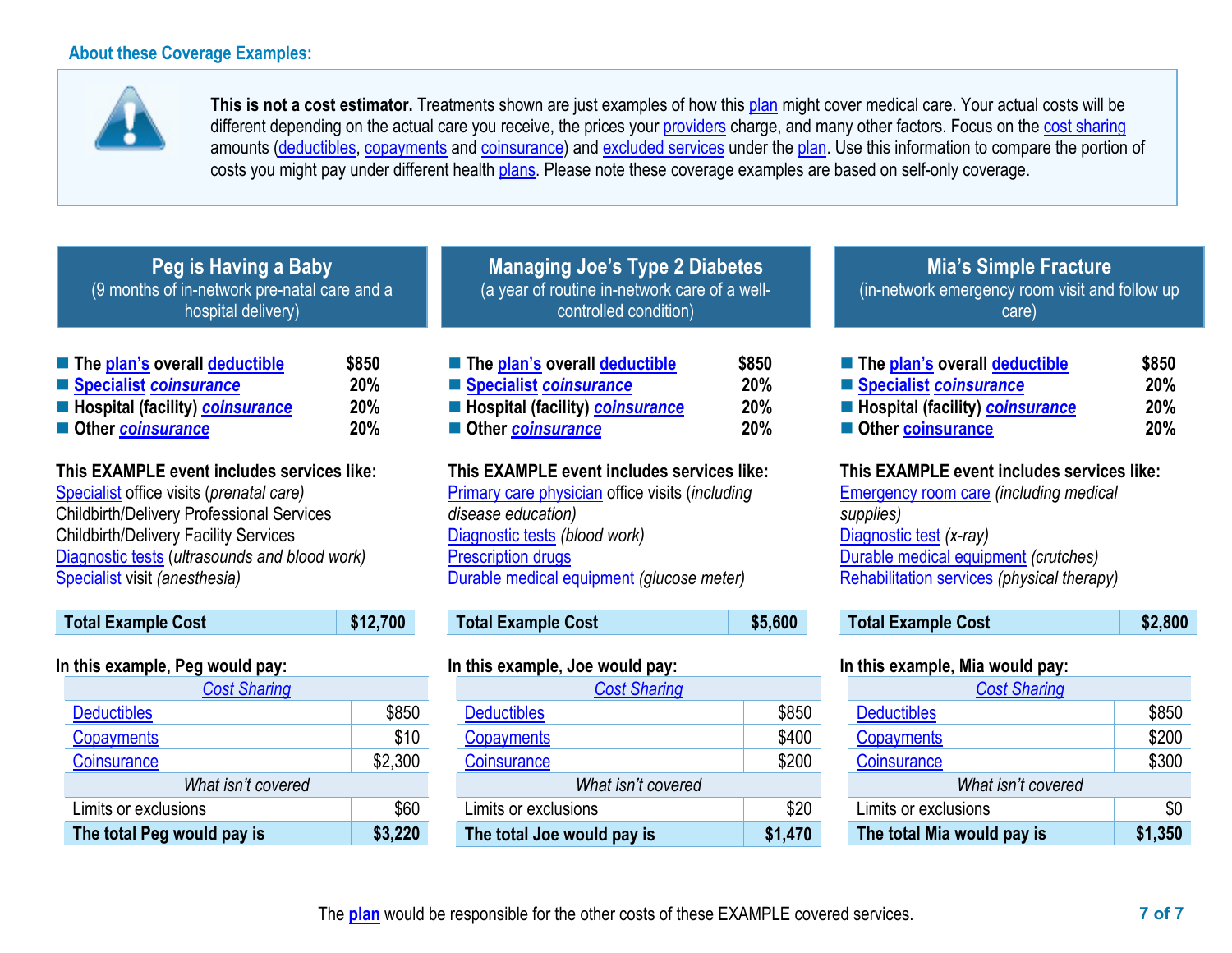## About these Coverage Examples:

**This is not a cost estimator.** Treatments shown are just examples of how this plan might cover medical care. Your actual costs will be different depending on the actual care you receive, the prices your providers charge, and many other factors. Focus on the cost sharing amounts (deductibles, copayments and coinsurance) and excluded services under the plan. Use this information to compare the portion of costs you might pay under different health plans. Please note these coverage examples are based on self-only coverage.

### Peg is Having a Baby
(9 months of in-network pre-natal care and a hospital delivery)

- **The plan's overall deductible** — **$850**
- ***Specialist coinsurance*** — **20%**
- **Hospital (facility) *coinsurance*** — **20%**
- **Other *coinsurance*** — **20%**

**This EXAMPLE event includes services like:**
Specialist office visits (*prenatal care)*
Childbirth/Delivery Professional Services
Childbirth/Delivery Facility Services
Diagnostic tests (*ultrasounds and blood work)*
Specialist visit *(anesthesia)*

| **Total Example Cost** | **$12,700** |
|---|---|

**In this example, Peg would pay:**

| *Cost Sharing* | |
|---|---|
| Deductibles | $850 |
| Copayments | $10 |
| Coinsurance | $2,300 |
| *What isn't covered* | |
| Limits or exclusions | $60 |
| **The total Peg would pay is** | **$3,220** |

### Managing Joe's Type 2 Diabetes
(a year of routine in-network care of a well-controlled condition)

- **The plan's overall deductible** — **$850**
- ***Specialist coinsurance*** — **20%**
- **Hospital (facility) *coinsurance*** — **20%**
- **Other *coinsurance*** — **20%**

**This EXAMPLE event includes services like:**
Primary care physician office visits (*including disease education)*
Diagnostic tests *(blood work)*
Prescription drugs
Durable medical equipment *(glucose meter)*

| **Total Example Cost** | **$5,600** |
|---|---|

**In this example, Joe would pay:**

| *Cost Sharing* | |
|---|---|
| Deductibles | $850 |
| Copayments | $400 |
| Coinsurance | $200 |
| *What isn't covered* | |
| Limits or exclusions | $20 |
| **The total Joe would pay is** | **$1,470** |

### Mia's Simple Fracture
(in-network emergency room visit and follow up care)

- **The plan's overall deductible** — **$850**
- ***Specialist coinsurance*** — **20%**
- **Hospital (facility) *coinsurance*** — **20%**
- **Other coinsurance** — **20%**

**This EXAMPLE event includes services like:**
Emergency room care *(including medical supplies)*
Diagnostic test *(x-ray)*
Durable medical equipment *(crutches)*
Rehabilitation services *(physical therapy)*

| **Total Example Cost** | **$2,800** |
|---|---|

**In this example, Mia would pay:**

| *Cost Sharing* | |
|---|---|
| Deductibles | $850 |
| Copayments | $200 |
| Coinsurance | $300 |
| *What isn't covered* | |
| Limits or exclusions | $0 |
| **The total Mia would pay is** | **$1,350** |

The **plan** would be responsible for the other costs of these EXAMPLE covered services.